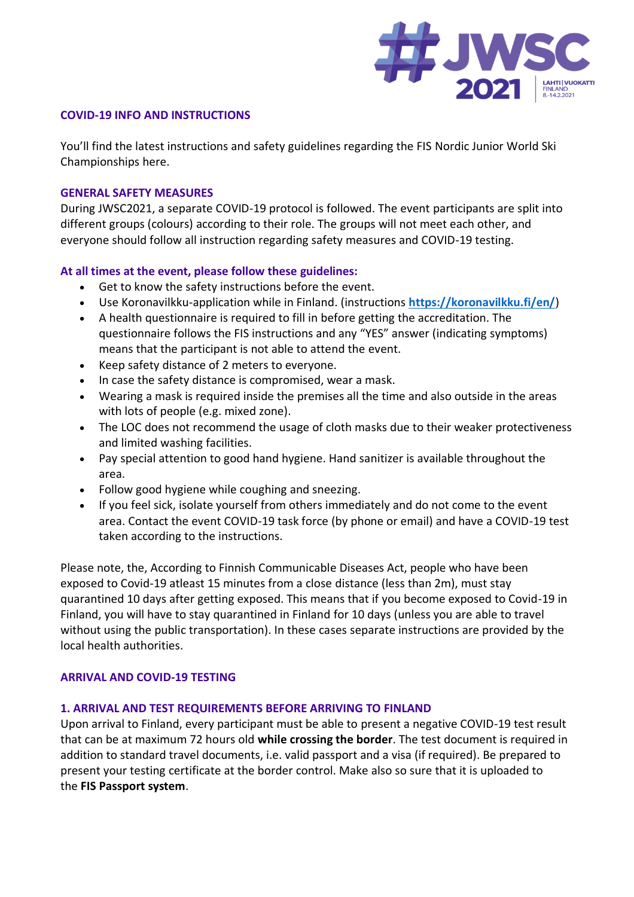## COVID-19 INFO AND INSTRUCTIONS

You'll find the latest instructions and safety guidelines regarding the FIS Nordic Junior World Ski Championships here.

### GENERAL SAFETY MEASURES

During JWSC2021, a separate COVID-19 protocol is followed. The event participants are split into different groups (colours) according to their role. The groups will not meet each other, and everyone should follow all instruction regarding safety measures and COVID-19 testing.

### At all times at the event, please follow these guidelines:

- Get to know the safety instructions before the event.
- Use Koronavilkku-application while in Finland. (instructions **https://koronavilkku.fi/en/**)
- A health questionnaire is required to fill in before getting the accreditation. The questionnaire follows the FIS instructions and any "YES" answer (indicating symptoms) means that the participant is not able to attend the event.
- Keep safety distance of 2 meters to everyone.
- In case the safety distance is compromised, wear a mask.
- Wearing a mask is required inside the premises all the time and also outside in the areas with lots of people (e.g. mixed zone).
- The LOC does not recommend the usage of cloth masks due to their weaker protectiveness and limited washing facilities.
- Pay special attention to good hand hygiene. Hand sanitizer is available throughout the area.
- Follow good hygiene while coughing and sneezing.
- If you feel sick, isolate yourself from others immediately and do not come to the event area. Contact the event COVID-19 task force (by phone or email) and have a COVID-19 test taken according to the instructions.

Please note, the, According to Finnish Communicable Diseases Act, people who have been exposed to Covid-19 atleast 15 minutes from a close distance (less than 2m), must stay quarantined 10 days after getting exposed. This means that if you become exposed to Covid-19 in Finland, you will have to stay quarantined in Finland for 10 days (unless you are able to travel without using the public transportation). In these cases separate instructions are provided by the local health authorities.

## ARRIVAL AND COVID-19 TESTING

### 1. ARRIVAL AND TEST REQUIREMENTS BEFORE ARRIVING TO FINLAND

Upon arrival to Finland, every participant must be able to present a negative COVID-19 test result that can be at maximum 72 hours old **while crossing the border**. The test document is required in addition to standard travel documents, i.e. valid passport and a visa (if required). Be prepared to present your testing certificate at the border control. Make also so sure that it is uploaded to the **FIS Passport system**.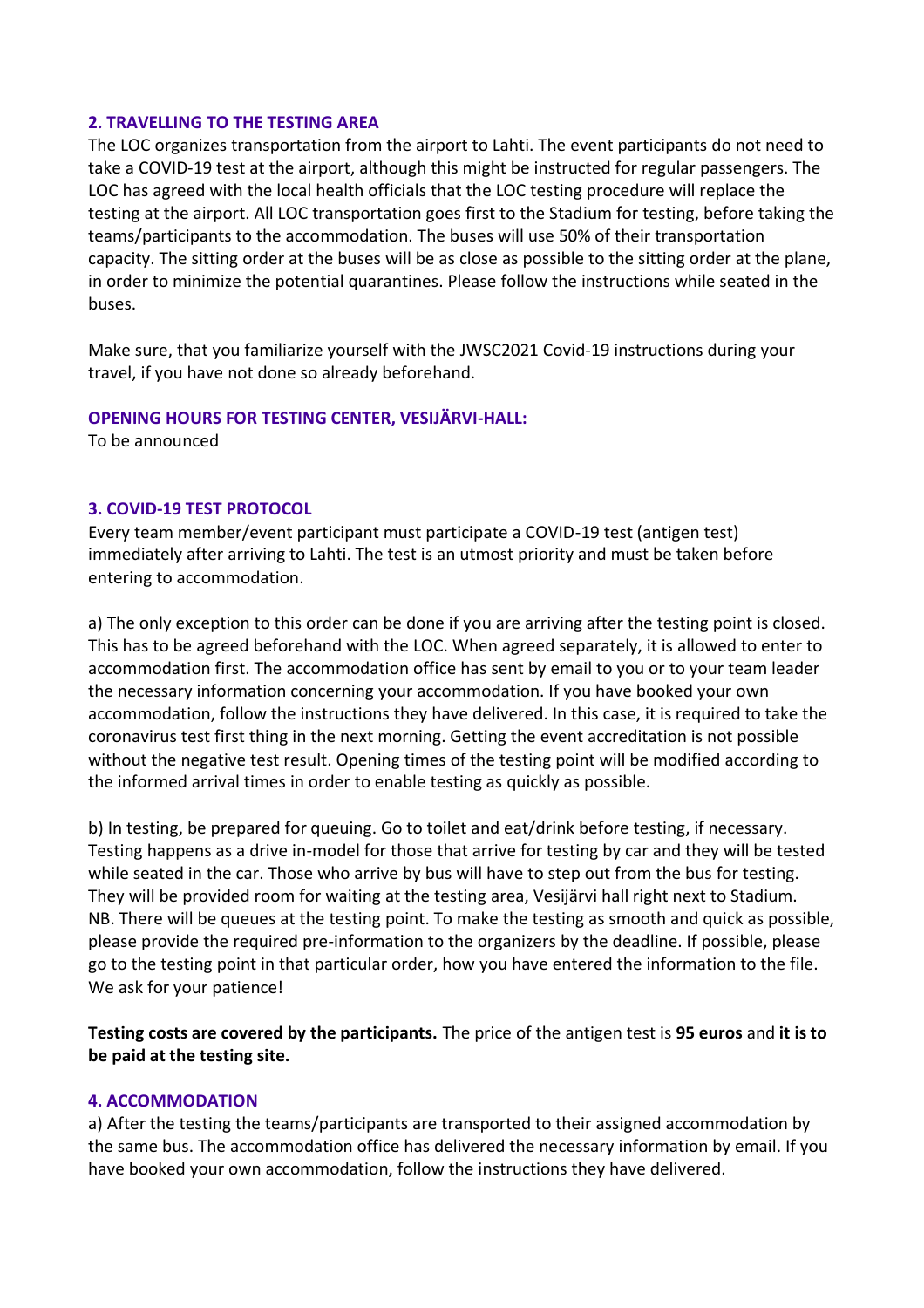## 2. TRAVELLING TO THE TESTING AREA

The LOC organizes transportation from the airport to Lahti. The event participants do not need to take a COVID-19 test at the airport, although this might be instructed for regular passengers. The LOC has agreed with the local health officials that the LOC testing procedure will replace the testing at the airport. All LOC transportation goes first to the Stadium for testing, before taking the teams/participants to the accommodation. The buses will use 50% of their transportation capacity. The sitting order at the buses will be as close as possible to the sitting order at the plane, in order to minimize the potential quarantines. Please follow the instructions while seated in the buses.

Make sure, that you familiarize yourself with the JWSC2021 Covid-19 instructions during your travel, if you have not done so already beforehand.

### OPENING HOURS FOR TESTING CENTER, VESIJÄRVI-HALL:

To be announced

## 3. COVID-19 TEST PROTOCOL

Every team member/event participant must participate a COVID-19 test (antigen test) immediately after arriving to Lahti. The test is an utmost priority and must be taken before entering to accommodation.

a) The only exception to this order can be done if you are arriving after the testing point is closed. This has to be agreed beforehand with the LOC. When agreed separately, it is allowed to enter to accommodation first. The accommodation office has sent by email to you or to your team leader the necessary information concerning your accommodation. If you have booked your own accommodation, follow the instructions they have delivered. In this case, it is required to take the coronavirus test first thing in the next morning. Getting the event accreditation is not possible without the negative test result. Opening times of the testing point will be modified according to the informed arrival times in order to enable testing as quickly as possible.

b) In testing, be prepared for queuing. Go to toilet and eat/drink before testing, if necessary. Testing happens as a drive in-model for those that arrive for testing by car and they will be tested while seated in the car. Those who arrive by bus will have to step out from the bus for testing. They will be provided room for waiting at the testing area, Vesijärvi hall right next to Stadium. NB. There will be queues at the testing point. To make the testing as smooth and quick as possible, please provide the required pre-information to the organizers by the deadline. If possible, please go to the testing point in that particular order, how you have entered the information to the file. We ask for your patience!

**Testing costs are covered by the participants.** The price of the antigen test is **95 euros** and **it is to be paid at the testing site.**

## 4. ACCOMMODATION

a) After the testing the teams/participants are transported to their assigned accommodation by the same bus. The accommodation office has delivered the necessary information by email. If you have booked your own accommodation, follow the instructions they have delivered.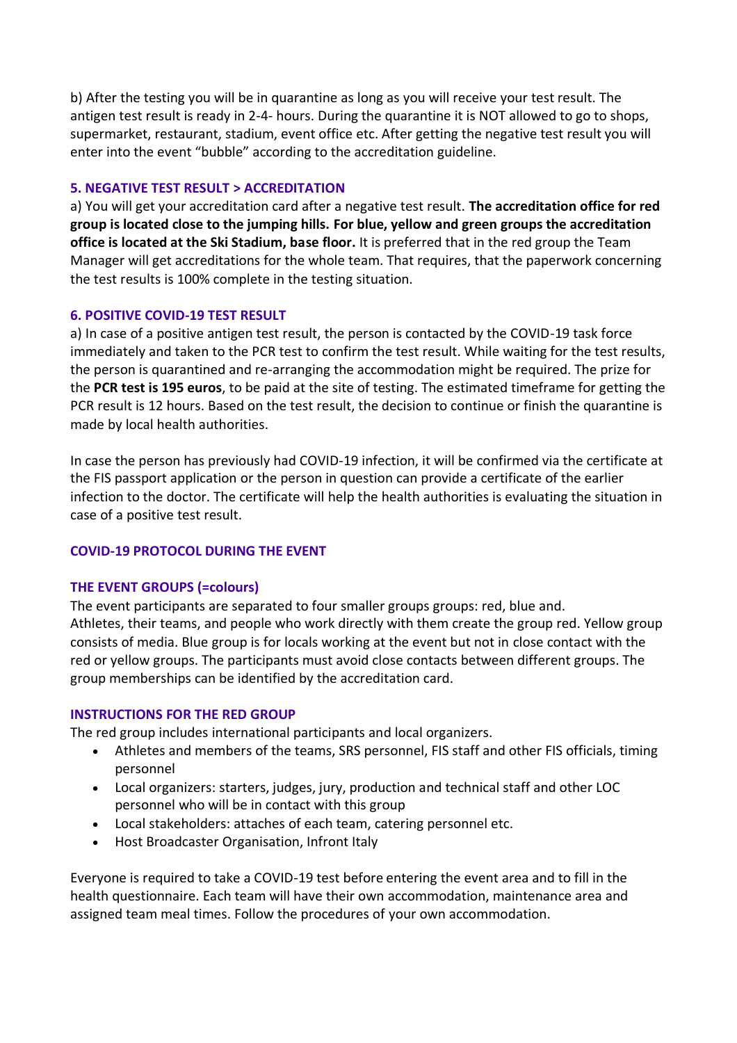b) After the testing you will be in quarantine as long as you will receive your test result. The antigen test result is ready in 2-4- hours. During the quarantine it is NOT allowed to go to shops, supermarket, restaurant, stadium, event office etc. After getting the negative test result you will enter into the event "bubble" according to the accreditation guideline.

### 5. NEGATIVE TEST RESULT > ACCREDITATION

a) You will get your accreditation card after a negative test result. **The accreditation office for red group is located close to the jumping hills. For blue, yellow and green groups the accreditation office is located at the Ski Stadium, base floor.** It is preferred that in the red group the Team Manager will get accreditations for the whole team. That requires, that the paperwork concerning the test results is 100% complete in the testing situation.

### 6. POSITIVE COVID-19 TEST RESULT

a) In case of a positive antigen test result, the person is contacted by the COVID-19 task force immediately and taken to the PCR test to confirm the test result. While waiting for the test results, the person is quarantined and re-arranging the accommodation might be required. The prize for the **PCR test is 195 euros**, to be paid at the site of testing. The estimated timeframe for getting the PCR result is 12 hours. Based on the test result, the decision to continue or finish the quarantine is made by local health authorities.

In case the person has previously had COVID-19 infection, it will be confirmed via the certificate at the FIS passport application or the person in question can provide a certificate of the earlier infection to the doctor. The certificate will help the health authorities is evaluating the situation in case of a positive test result.

## COVID-19 PROTOCOL DURING THE EVENT

### THE EVENT GROUPS (=colours)

The event participants are separated to four smaller groups groups: red, blue and. Athletes, their teams, and people who work directly with them create the group red. Yellow group consists of media. Blue group is for locals working at the event but not in close contact with the red or yellow groups. The participants must avoid close contacts between different groups. The group memberships can be identified by the accreditation card.

### INSTRUCTIONS FOR THE RED GROUP

The red group includes international participants and local organizers.

- Athletes and members of the teams, SRS personnel, FIS staff and other FIS officials, timing personnel
- Local organizers: starters, judges, jury, production and technical staff and other LOC personnel who will be in contact with this group
- Local stakeholders: attaches of each team, catering personnel etc.
- Host Broadcaster Organisation, Infront Italy

Everyone is required to take a COVID-19 test before entering the event area and to fill in the health questionnaire. Each team will have their own accommodation, maintenance area and assigned team meal times. Follow the procedures of your own accommodation.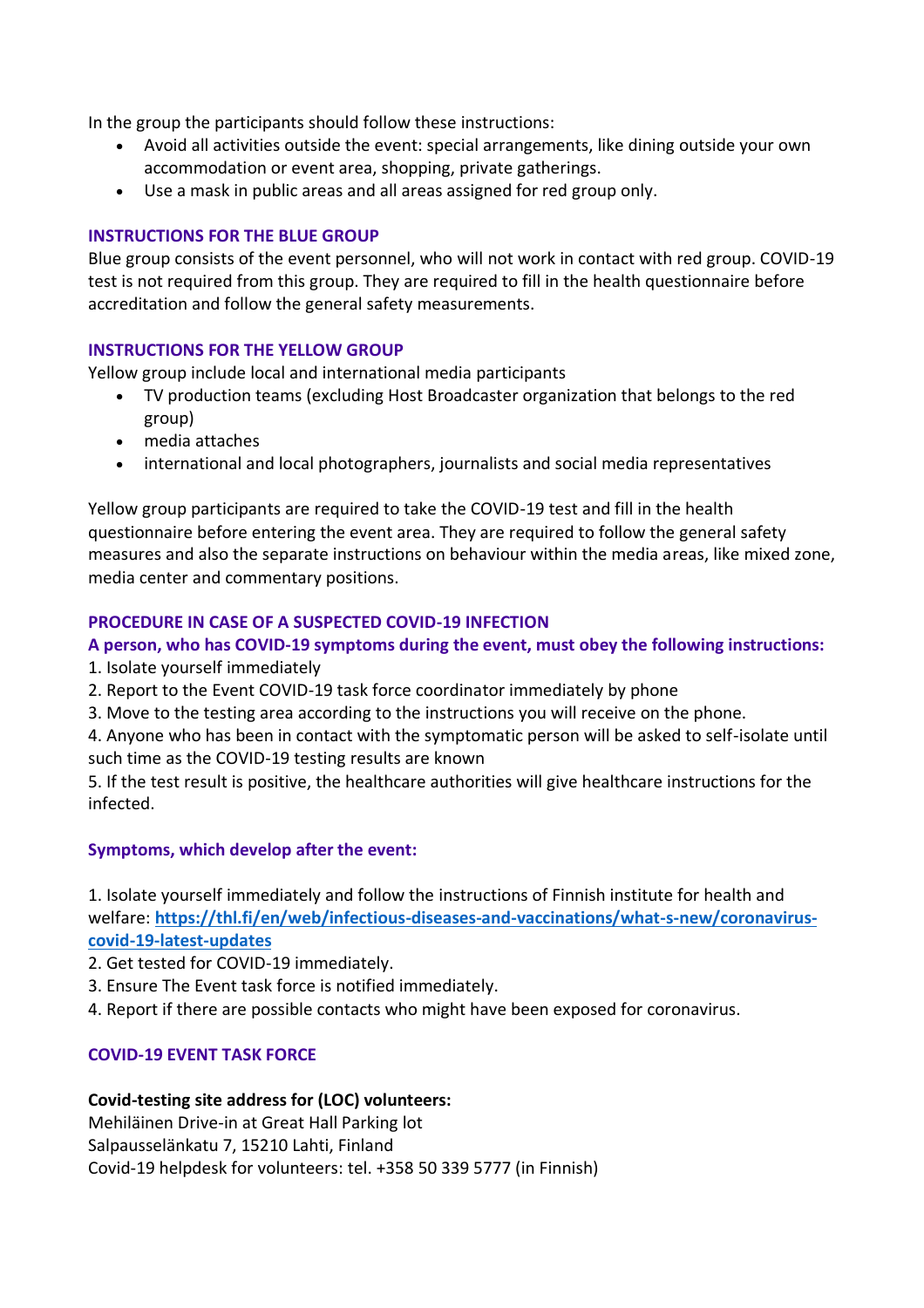In the group the participants should follow these instructions:

- Avoid all activities outside the event: special arrangements, like dining outside your own accommodation or event area, shopping, private gatherings.
- Use a mask in public areas and all areas assigned for red group only.

### INSTRUCTIONS FOR THE BLUE GROUP

Blue group consists of the event personnel, who will not work in contact with red group. COVID-19 test is not required from this group. They are required to fill in the health questionnaire before accreditation and follow the general safety measurements.

### INSTRUCTIONS FOR THE YELLOW GROUP

Yellow group include local and international media participants

- TV production teams (excluding Host Broadcaster organization that belongs to the red group)
- media attaches
- international and local photographers, journalists and social media representatives

Yellow group participants are required to take the COVID-19 test and fill in the health questionnaire before entering the event area. They are required to follow the general safety measures and also the separate instructions on behaviour within the media areas, like mixed zone, media center and commentary positions.

### PROCEDURE IN CASE OF A SUSPECTED COVID-19 INFECTION

**A person, who has COVID-19 symptoms during the event, must obey the following instructions:**

1. Isolate yourself immediately
2. Report to the Event COVID-19 task force coordinator immediately by phone
3. Move to the testing area according to the instructions you will receive on the phone.
4. Anyone who has been in contact with the symptomatic person will be asked to self-isolate until such time as the COVID-19 testing results are known
5. If the test result is positive, the healthcare authorities will give healthcare instructions for the infected.

**Symptoms, which develop after the event:**

1. Isolate yourself immediately and follow the instructions of Finnish institute for health and welfare: **https://thl.fi/en/web/infectious-diseases-and-vaccinations/what-s-new/coronavirus-covid-19-latest-updates**
2. Get tested for COVID-19 immediately.
3. Ensure The Event task force is notified immediately.
4. Report if there are possible contacts who might have been exposed for coronavirus.

### COVID-19 EVENT TASK FORCE

**Covid-testing site address for (LOC) volunteers:**
Mehiläinen Drive-in at Great Hall Parking lot
Salpausselänkatu 7, 15210 Lahti, Finland
Covid-19 helpdesk for volunteers: tel. +358 50 339 5777 (in Finnish)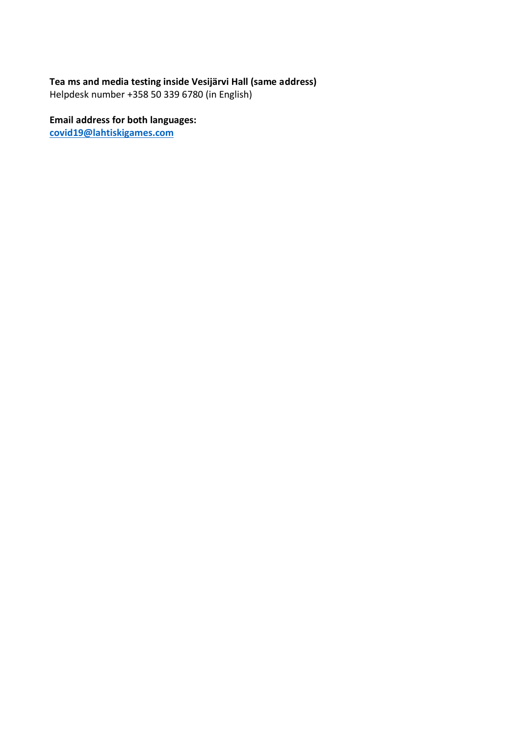**Tea ms and media testing inside Vesijärvi Hall (same address)**
Helpdesk number +358 50 339 6780 (in English)

**Email address for both languages:**
**covid19@lahtiskigames.com**